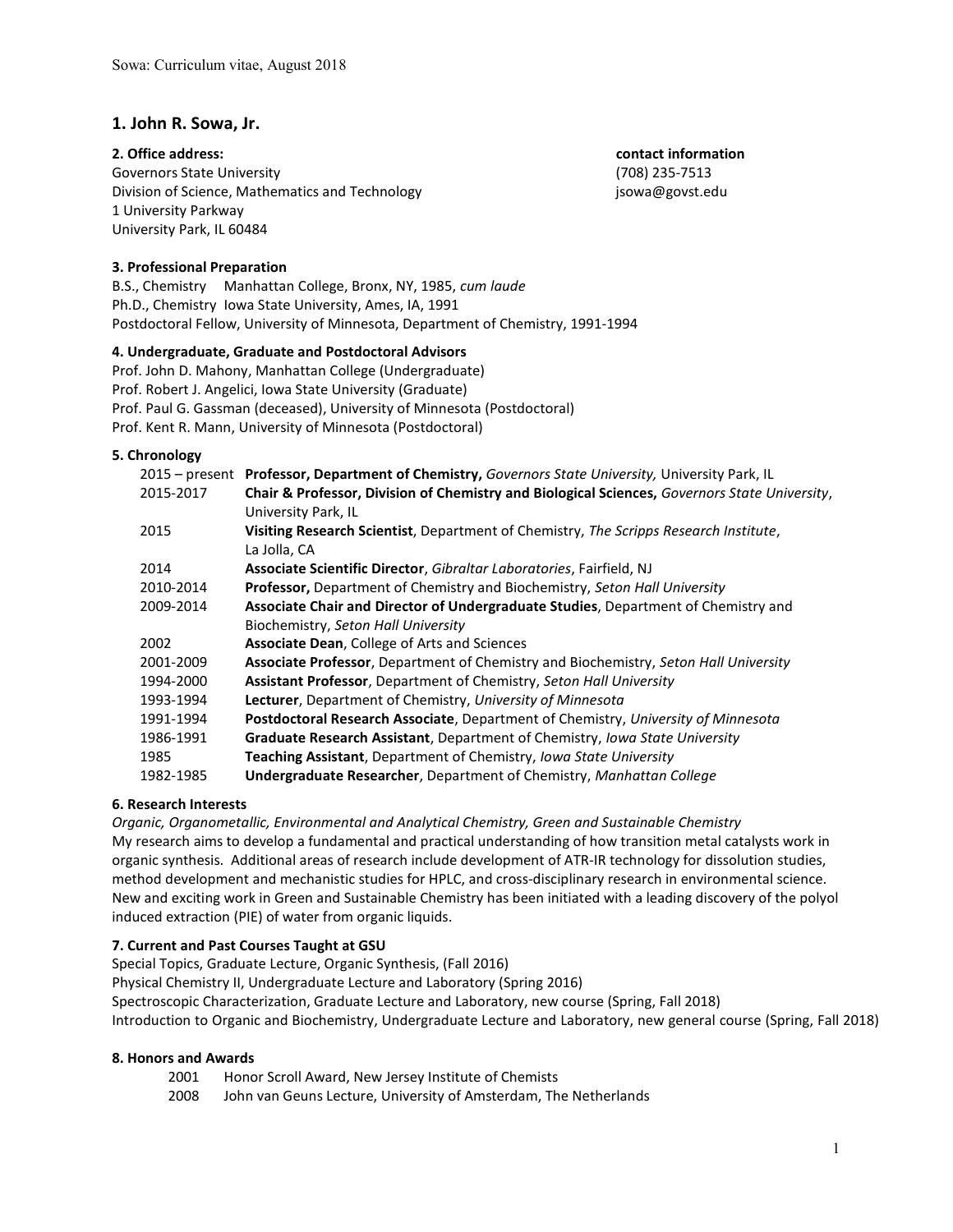# 1. John R. Sowa, Jr.

**2. Office address:**

Governors State University
Division of Science, Mathematics and Technology
1 University Parkway
University Park, IL 60484

**contact information**

(708) 235-7513
jsowa@govst.edu

**3. Professional Preparation**

B.S., Chemistry Manhattan College, Bronx, NY, 1985, *cum laude*
Ph.D., Chemistry Iowa State University, Ames, IA, 1991
Postdoctoral Fellow, University of Minnesota, Department of Chemistry, 1991-1994

**4. Undergraduate, Graduate and Postdoctoral Advisors**

Prof. John D. Mahony, Manhattan College (Undergraduate)
Prof. Robert J. Angelici, Iowa State University (Graduate)
Prof. Paul G. Gassman (deceased), University of Minnesota (Postdoctoral)
Prof. Kent R. Mann, University of Minnesota (Postdoctoral)

**5. Chronology**

| | |
|---|---|
| 2015 – present | **Professor, Department of Chemistry,** *Governors State University,* University Park, IL |
| 2015-2017 | **Chair & Professor, Division of Chemistry and Biological Sciences,** *Governors State University*, University Park, IL |
| 2015 | **Visiting Research Scientist**, Department of Chemistry, *The Scripps Research Institute*, La Jolla, CA |
| 2014 | **Associate Scientific Director**, *Gibraltar Laboratories*, Fairfield, NJ |
| 2010-2014 | **Professor,** Department of Chemistry and Biochemistry, *Seton Hall University* |
| 2009-2014 | **Associate Chair and Director of Undergraduate Studies**, Department of Chemistry and Biochemistry, *Seton Hall University* |
| 2002 | **Associate Dean**, College of Arts and Sciences |
| 2001-2009 | **Associate Professor**, Department of Chemistry and Biochemistry, *Seton Hall University* |
| 1994-2000 | **Assistant Professor**, Department of Chemistry, *Seton Hall University* |
| 1993-1994 | **Lecturer**, Department of Chemistry, *University of Minnesota* |
| 1991-1994 | **Postdoctoral Research Associate**, Department of Chemistry, *University of Minnesota* |
| 1986-1991 | **Graduate Research Assistant**, Department of Chemistry, *Iowa State University* |
| 1985 | **Teaching Assistant**, Department of Chemistry, *Iowa State University* |
| 1982-1985 | **Undergraduate Researcher**, Department of Chemistry, *Manhattan College* |

**6. Research Interests**

*Organic, Organometallic, Environmental and Analytical Chemistry, Green and Sustainable Chemistry*
My research aims to develop a fundamental and practical understanding of how transition metal catalysts work in organic synthesis. Additional areas of research include development of ATR-IR technology for dissolution studies, method development and mechanistic studies for HPLC, and cross-disciplinary research in environmental science. New and exciting work in Green and Sustainable Chemistry has been initiated with a leading discovery of the polyol induced extraction (PIE) of water from organic liquids.

**7. Current and Past Courses Taught at GSU**

Special Topics, Graduate Lecture, Organic Synthesis, (Fall 2016)
Physical Chemistry II, Undergraduate Lecture and Laboratory (Spring 2016)
Spectroscopic Characterization, Graduate Lecture and Laboratory, new course (Spring, Fall 2018)
Introduction to Organic and Biochemistry, Undergraduate Lecture and Laboratory, new general course (Spring, Fall 2018)

**8. Honors and Awards**

| | |
|---|---|
| 2001 | Honor Scroll Award, New Jersey Institute of Chemists |
| 2008 | John van Geuns Lecture, University of Amsterdam, The Netherlands |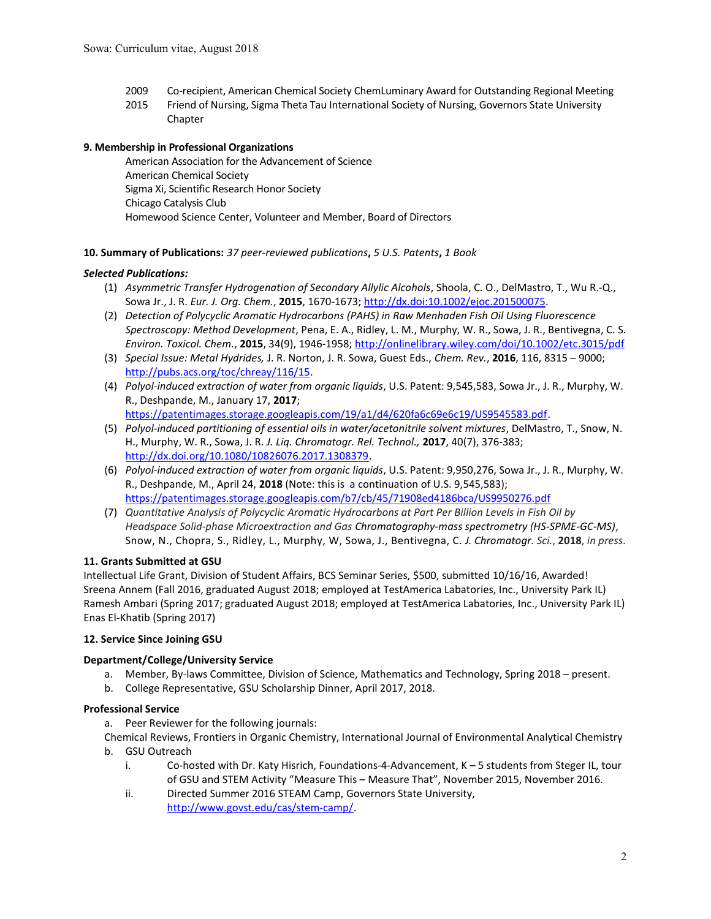2009 Co-recipient, American Chemical Society ChemLuminary Award for Outstanding Regional Meeting

2015 Friend of Nursing, Sigma Theta Tau International Society of Nursing, Governors State University Chapter

**9. Membership in Professional Organizations**

American Association for the Advancement of Science
American Chemical Society
Sigma Xi, Scientific Research Honor Society
Chicago Catalysis Club
Homewood Science Center, Volunteer and Member, Board of Directors

**10. Summary of Publications:** *37 peer-reviewed publications*, *5 U.S. Patents*, *1 Book*

***Selected Publications:***

(1) *Asymmetric Transfer Hydrogenation of Secondary Allylic Alcohols*, Shoola, C. O., DelMastro, T., Wu R.-Q., Sowa Jr., J. R. *Eur. J. Org. Chem.*, **2015**, 1670-1673; http://dx.doi:10.1002/ejoc.201500075.

(2) *Detection of Polycyclic Aromatic Hydrocarbons (PAHS) in Raw Menhaden Fish Oil Using Fluorescence Spectroscopy: Method Development*, Pena, E. A., Ridley, L. M., Murphy, W. R., Sowa, J. R., Bentivegna, C. S. *Environ. Toxicol. Chem.*, **2015**, 34(9), 1946-1958; http://onlinelibrary.wiley.com/doi/10.1002/etc.3015/pdf

(3) *Special Issue: Metal Hydrides,* J. R. Norton, J. R. Sowa, Guest Eds., *Chem. Rev.*, **2016**, 116, 8315 – 9000; http://pubs.acs.org/toc/chreay/116/15.

(4) *Polyol-induced extraction of water from organic liquids*, U.S. Patent: 9,545,583, Sowa Jr., J. R., Murphy, W. R., Deshpande, M., January 17, **2017**; https://patentimages.storage.googleapis.com/19/a1/d4/620fa6c69e6c19/US9545583.pdf.

(5) *Polyol-induced partitioning of essential oils in water/acetonitrile solvent mixtures*, DelMastro, T., Snow, N. H., Murphy, W. R., Sowa, J. R. *J. Liq. Chromatogr. Rel. Technol.,* **2017**, 40(7), 376-383; http://dx.doi.org/10.1080/10826076.2017.1308379.

(6) *Polyol-induced extraction of water from organic liquids*, U.S. Patent: 9,950,276, Sowa Jr., J. R., Murphy, W. R., Deshpande, M., April 24, **2018** (Note: this is a continuation of U.S. 9,545,583); https://patentimages.storage.googleapis.com/b7/cb/45/71908ed4186bca/US9950276.pdf

(7) *Quantitative Analysis of Polycyclic Aromatic Hydrocarbons at Part Per Billion Levels in Fish Oil by Headspace Solid-phase Microextraction and Gas Chromatography-mass spectrometry (HS-SPME-GC-MS)*, Snow, N., Chopra, S., Ridley, L., Murphy, W, Sowa, J., Bentivegna, C. *J. Chromatogr. Sci.*, **2018**, *in press*.

**11. Grants Submitted at GSU**

Intellectual Life Grant, Division of Student Affairs, BCS Seminar Series, $500, submitted 10/16/16, Awarded!
Sreena Annem (Fall 2016, graduated August 2018; employed at TestAmerica Labatories, Inc., University Park IL)
Ramesh Ambari (Spring 2017; graduated August 2018; employed at TestAmerica Labatories, Inc., University Park IL)
Enas El-Khatib (Spring 2017)

**12. Service Since Joining GSU**

**Department/College/University Service**

a. Member, By-laws Committee, Division of Science, Mathematics and Technology, Spring 2018 – present.
b. College Representative, GSU Scholarship Dinner, April 2017, 2018.

**Professional Service**

a. Peer Reviewer for the following journals:
Chemical Reviews, Frontiers in Organic Chemistry, International Journal of Environmental Analytical Chemistry
b. GSU Outreach
   i. Co-hosted with Dr. Katy Hisrich, Foundations-4-Advancement, K – 5 students from Steger IL, tour of GSU and STEM Activity "Measure This – Measure That", November 2015, November 2016.
   ii. Directed Summer 2016 STEAM Camp, Governors State University, http://www.govst.edu/cas/stem-camp/.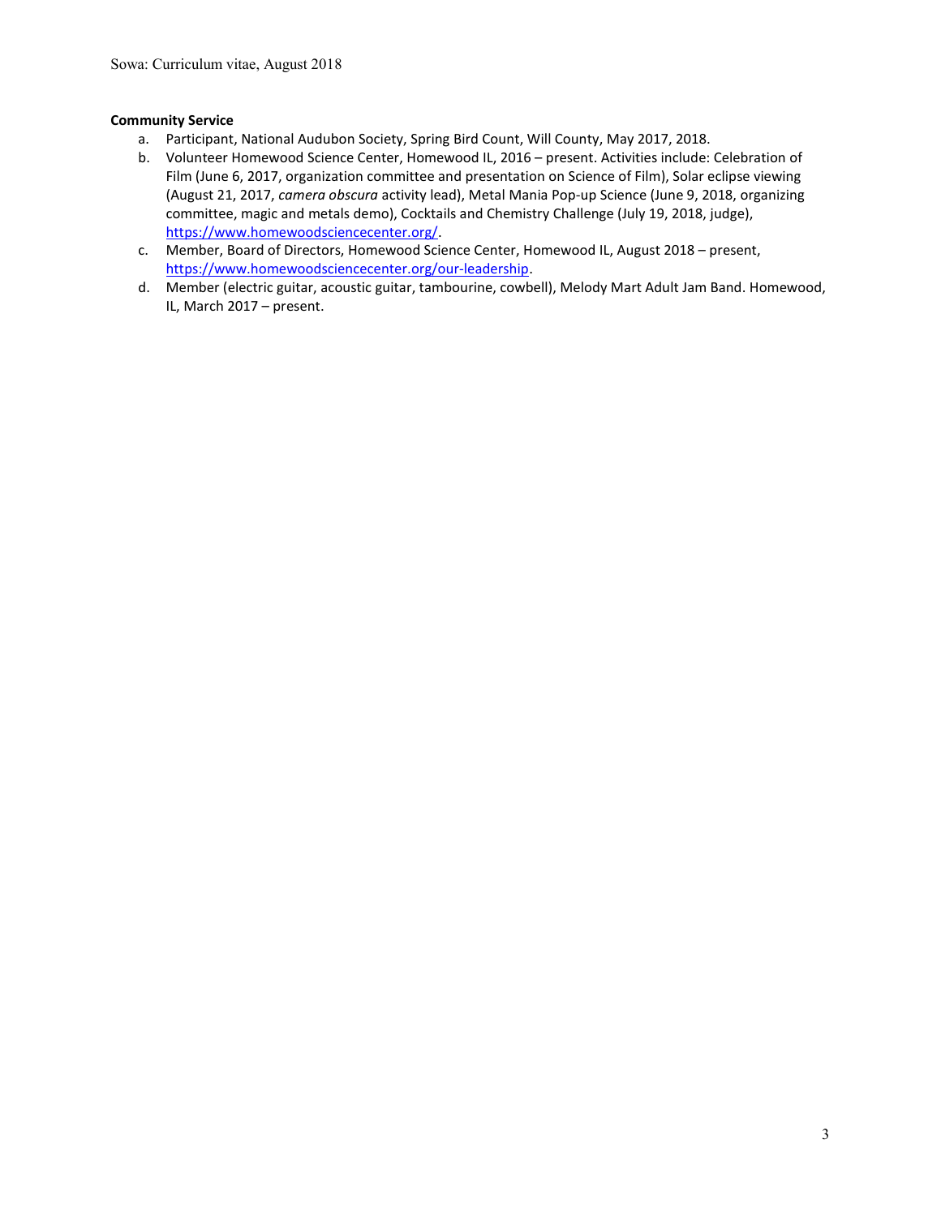**Community Service**

a. Participant, National Audubon Society, Spring Bird Count, Will County, May 2017, 2018.
b. Volunteer Homewood Science Center, Homewood IL, 2016 – present. Activities include: Celebration of Film (June 6, 2017, organization committee and presentation on Science of Film), Solar eclipse viewing (August 21, 2017, *camera obscura* activity lead), Metal Mania Pop-up Science (June 9, 2018, organizing committee, magic and metals demo), Cocktails and Chemistry Challenge (July 19, 2018, judge), https://www.homewoodsciencecenter.org/.
c. Member, Board of Directors, Homewood Science Center, Homewood IL, August 2018 – present, https://www.homewoodsciencecenter.org/our-leadership.
d. Member (electric guitar, acoustic guitar, tambourine, cowbell), Melody Mart Adult Jam Band. Homewood, IL, March 2017 – present.